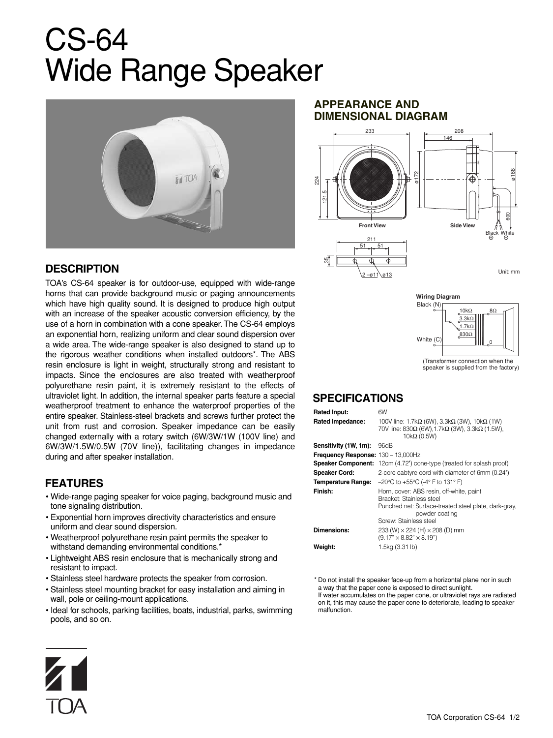# CS-64
# Wide Range Speaker

## APPEARANCE AND DIMENSIONAL DIAGRAM

233
208
146
224
121.5
ø172
ø168
600
Front View
Side View
Black White
⊕ ⊖
211
51 51
35
2 – ø11 ø13

Unit: mm

Wiring Diagram

Black (N)
White (C)
10kΩ
3.3kΩ
1.7kΩ
830Ω
8Ω
0

(Transformer connection when the speaker is supplied from the factory)

## DESCRIPTION

TOA's CS-64 speaker is for outdoor-use, equipped with wide-range horns that can provide background music or paging announcements which have high quality sound. It is designed to produce high output with an increase of the speaker acoustic conversion efficiency, by the use of a horn in combination with a cone speaker. The CS-64 employs an exponential horn, realizing uniform and clear sound dispersion over a wide area. The wide-range speaker is also designed to stand up to the rigorous weather conditions when installed outdoors*. The ABS resin enclosure is light in weight, structurally strong and resistant to impacts. Since the enclosures are also treated with weatherproof polyurethane resin paint, it is extremely resistant to the effects of ultraviolet light. In addition, the internal speaker parts feature a special weatherproof treatment to enhance the waterproof properties of the entire speaker. Stainless-steel brackets and screws further protect the unit from rust and corrosion. Speaker impedance can be easily changed externally with a rotary switch (6W/3W/1W (100V line) and 6W/3W/1.5W/0.5W (70V line)), facilitating changes in impedance during and after speaker installation.

## FEATURES

- Wide-range paging speaker for voice paging, background music and tone signaling distribution.
- Exponential horn improves directivity characteristics and ensure uniform and clear sound dispersion.
- Weatherproof polyurethane resin paint permits the speaker to withstand demanding environmental conditions.*
- Lightweight ABS resin enclosure that is mechanically strong and resistant to impact.
- Stainless steel hardware protects the speaker from corrosion.
- Stainless steel mounting bracket for easy installation and aiming in wall, pole or ceiling-mount applications.
- Ideal for schools, parking facilities, boats, industrial, parks, swimming pools, and so on.

## SPECIFICATIONS

| | |
|---|---|
| **Rated Input:** | 6W |
| **Rated Impedance:** | 100V line: 1.7kΩ (6W), 3.3kΩ (3W), 10kΩ (1W)<br>70V line: 830Ω (6W),1.7kΩ (3W), 3.3kΩ (1.5W), 10kΩ (0.5W) |
| **Sensitivity (1W, 1m):** | 96dB |
| **Frequency Response:** | 130 – 13,000Hz |
| **Speaker Component:** | 12cm (4.72") cone-type (treated for splash proof) |
| **Speaker Cord:** | 2-core cabtyre cord with diameter of 6mm (0.24") |
| **Temperature Range:** | –20°C to +55°C (-4° F to 131° F) |
| **Finish:** | Horn, cover: ABS resin, off-white, paint<br>Bracket: Stainless steel<br>Punched net: Surface-treated steel plate, dark-gray, powder coating<br>Screw: Stainless steel |
| **Dimensions:** | 233 (W) × 224 (H) × 208 (D) mm<br>(9.17" × 8.82" × 8.19") |
| **Weight:** | 1.5kg (3.31 lb) |

\* Do not install the speaker face-up from a horizontal plane nor in such a way that the paper cone is exposed to direct sunlight.
If water accumulates on the paper cone, or ultraviolet rays are radiated on it, this may cause the paper cone to deteriorate, leading to speaker malfunction.

TOA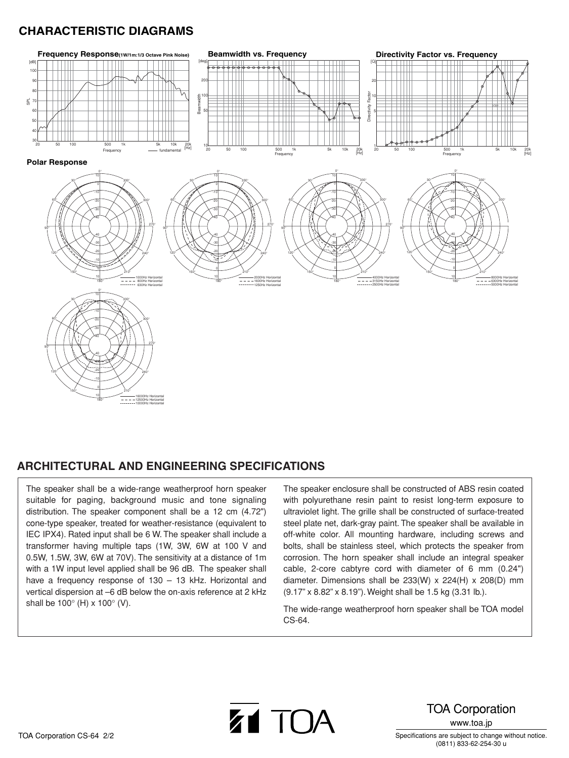## CHARACTERISTIC DIAGRAMS

**Frequency Response**(1W/1m:1/3 Octave Pink Noise)

[dB]
100
90
80
70
60
50
40
30
SPL
20 50 100 500 1k 5k 10k 20k [Hz]
Frequency
fundamental

**Beamwidth vs. Frequency**

[deg]
200
100
50
10
Beamwidth
20 50 100 500 1k 5k 10k 20k [Hz]
Frequency

**Directivity Factor vs. Frequency**

[Q]
20
10
5
1
Directivity Factor
20 50 100 500 1k 5k 10k 20k [Hz]
Frequency

**Polar Response**

1000Hz Horizontal
800Hz Horizontal
630Hz Horizontal

2000Hz Horizontal
1600Hz Horizontal
1250Hz Horizontal

4000Hz Horizontal
3150Hz Horizontal
2500Hz Horizontal

8000Hz Horizontal
6300Hz Horizontal
5000Hz Horizontal

16000Hz Horizontal
12500Hz Horizontal
10000Hz Horizontal

## ARCHITECTURAL AND ENGINEERING SPECIFICATIONS

The speaker shall be a wide-range weatherproof horn speaker suitable for paging, background music and tone signaling distribution. The speaker component shall be a 12 cm (4.72") cone-type speaker, treated for weather-resistance (equivalent to IEC IPX4). Rated input shall be 6 W. The speaker shall include a transformer having multiple taps (1W, 3W, 6W at 100 V and 0.5W, 1.5W, 3W, 6W at 70V). The sensitivity at a distance of 1m with a 1W input level applied shall be 96 dB. The speaker shall have a frequency response of 130 – 13 kHz. Horizontal and vertical dispersion at –6 dB below the on-axis reference at 2 kHz shall be 100° (H) x 100° (V).

The speaker enclosure shall be constructed of ABS resin coated with polyurethane resin paint to resist long-term exposure to ultraviolet light. The grille shall be constructed of surface-treated steel plate net, dark-gray paint. The speaker shall be available in off-white color. All mounting hardware, including screws and bolts, shall be stainless steel, which protects the speaker from corrosion. The horn speaker shall include an integral speaker cable, 2-core cabtyre cord with diameter of 6 mm (0.24") diameter. Dimensions shall be 233(W) x 224(H) x 208(D) mm (9.17" x 8.82" x 8.19"). Weight shall be 1.5 kg (3.31 lb.).

The wide-range weatherproof horn speaker shall be TOA model CS-64.

TOA Corporation
www.toa.jp

Specifications are subject to change without notice.
(0811) 833-62-254-30 u